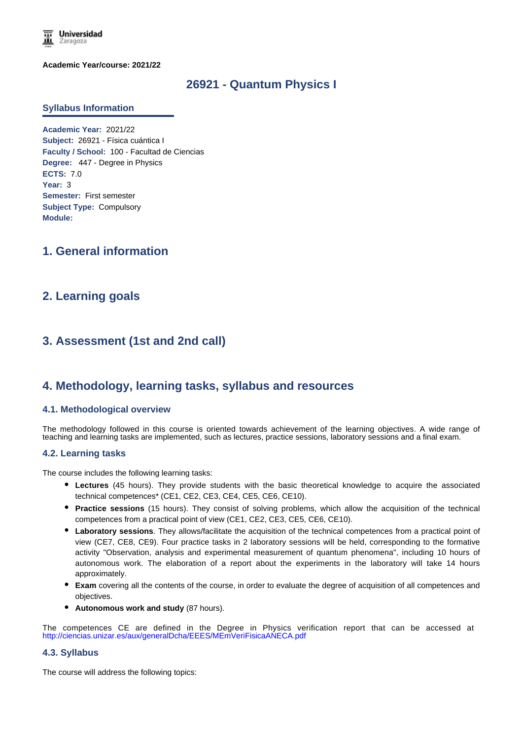Universidad Zaragoza

**Academic Year/course: 2021/22**

# 26921 - Quantum Physics I

## Syllabus Information

**Academic Year:** 2021/22
**Subject:** 26921 - Física cuántica I
**Faculty / School:** 100 - Facultad de Ciencias
**Degree:** 447 - Degree in Physics
**ECTS:** 7.0
**Year:** 3
**Semester:** First semester
**Subject Type:** Compulsory
**Module:**

## 1. General information

## 2. Learning goals

## 3. Assessment (1st and 2nd call)

## 4. Methodology, learning tasks, syllabus and resources

### 4.1. Methodological overview

The methodology followed in this course is oriented towards achievement of the learning objectives. A wide range of teaching and learning tasks are implemented, such as lectures, practice sessions, laboratory sessions and a final exam.

### 4.2. Learning tasks

The course includes the following learning tasks:

- **Lectures** (45 hours). They provide students with the basic theoretical knowledge to acquire the associated technical competences* (CE1, CE2, CE3, CE4, CE5, CE6, CE10).
- **Practice sessions** (15 hours). They consist of solving problems, which allow the acquisition of the technical competences from a practical point of view (CE1, CE2, CE3, CE5, CE6, CE10).
- **Laboratory sessions**. They allows/facilitate the acquisition of the technical competences from a practical point of view (CE7, CE8, CE9). Four practice tasks in 2 laboratory sessions will be held, corresponding to the formative activity "Observation, analysis and experimental measurement of quantum phenomena", including 10 hours of autonomous work. The elaboration of a report about the experiments in the laboratory will take 14 hours approximately.
- **Exam** covering all the contents of the course, in order to evaluate the degree of acquisition of all competences and objectives.
- **Autonomous work and study** (87 hours).

The competences CE are defined in the Degree in Physics verification report that can be accessed at http://ciencias.unizar.es/aux/generalDcha/EEES/MEmVeriFisicaANECA.pdf

### 4.3. Syllabus

The course will address the following topics: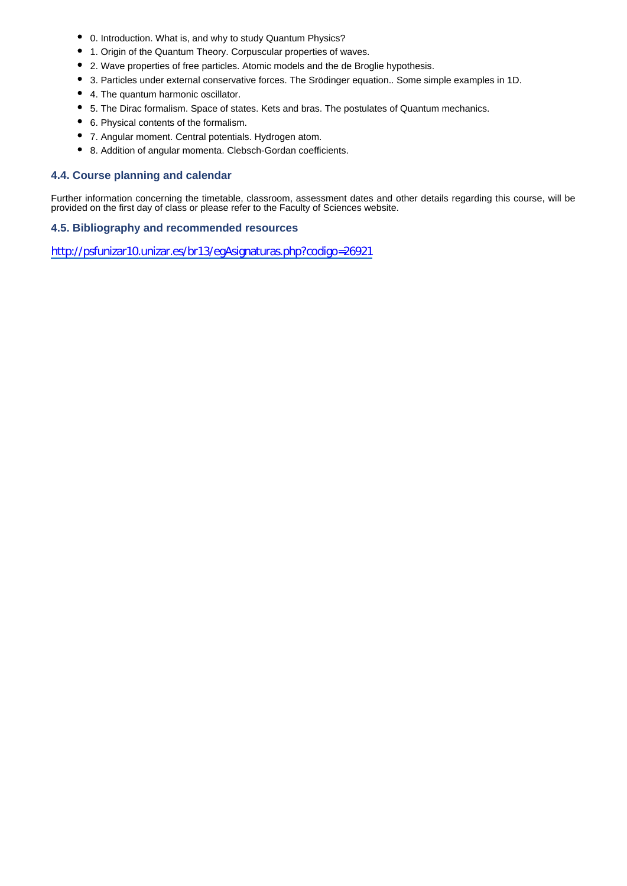- 0. Introduction. What is, and why to study Quantum Physics?
- 1. Origin of the Quantum Theory. Corpuscular properties of waves.
- 2. Wave properties of free particles. Atomic models and the de Broglie hypothesis.
- 3. Particles under external conservative forces. The Srödinger equation.. Some simple examples in 1D.
- 4. The quantum harmonic oscillator.
- 5. The Dirac formalism. Space of states. Kets and bras. The postulates of Quantum mechanics.
- 6. Physical contents of the formalism.
- 7. Angular moment. Central potentials. Hydrogen atom.
- 8. Addition of angular momenta. Clebsch-Gordan coefficients.

### 4.4. Course planning and calendar

Further information concerning the timetable, classroom, assessment dates and other details regarding this course, will be provided on the first day of class or please refer to the Faculty of Sciences website.

### 4.5. Bibliography and recommended resources

http://psfunizar10.unizar.es/br13/egAsignaturas.php?codigo=26921